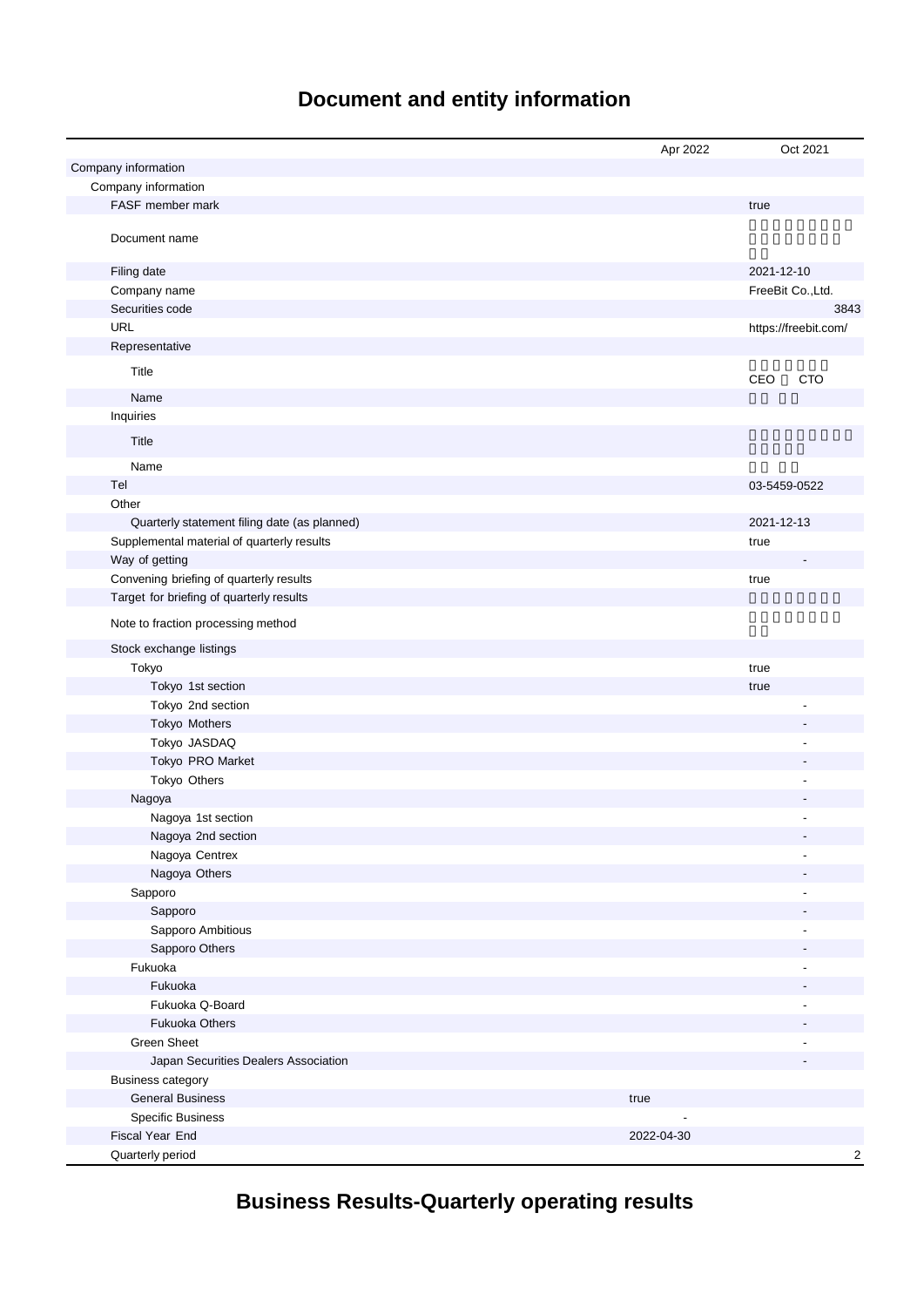# Document and entity information

| | Apr 2022 | Oct 2021 |
|---|---|---|
| Company information | | |
| Company information | | |
| FASF member mark | | true |
| Document name | | |
| Filing date | | 2021-12-10 |
| Company name | | FreeBit Co.,Ltd. |
| Securities code | | 3843 |
| URL | | https://freebit.com/ |
| Representative | | |
| Title | | CEO CTO |
| Name | | |
| Inquiries | | |
| Title | | |
| Name | | |
| Tel | | 03-5459-0522 |
| Other | | |
| Quarterly statement filing date (as planned) | | 2021-12-13 |
| Supplemental material of quarterly results | | true |
| Way of getting | | - |
| Convening briefing of quarterly results | | true |
| Target for briefing of quarterly results | | |
| Note to fraction processing method | | |
| Stock exchange listings | | |
| Tokyo | | true |
| Tokyo 1st section | | true |
| Tokyo 2nd section | | - |
| Tokyo Mothers | | - |
| Tokyo JASDAQ | | - |
| Tokyo PRO Market | | - |
| Tokyo Others | | - |
| Nagoya | | - |
| Nagoya 1st section | | - |
| Nagoya 2nd section | | - |
| Nagoya Centrex | | - |
| Nagoya Others | | - |
| Sapporo | | - |
| Sapporo | | - |
| Sapporo Ambitious | | - |
| Sapporo Others | | - |
| Fukuoka | | - |
| Fukuoka | | - |
| Fukuoka Q-Board | | - |
| Fukuoka Others | | - |
| Green Sheet | | - |
| Japan Securities Dealers Association | | - |
| Business category | | |
| General Business | true | |
| Specific Business | - | |
| Fiscal Year End | 2022-04-30 | |
| Quarterly period | | 2 |

# Business Results-Quarterly operating results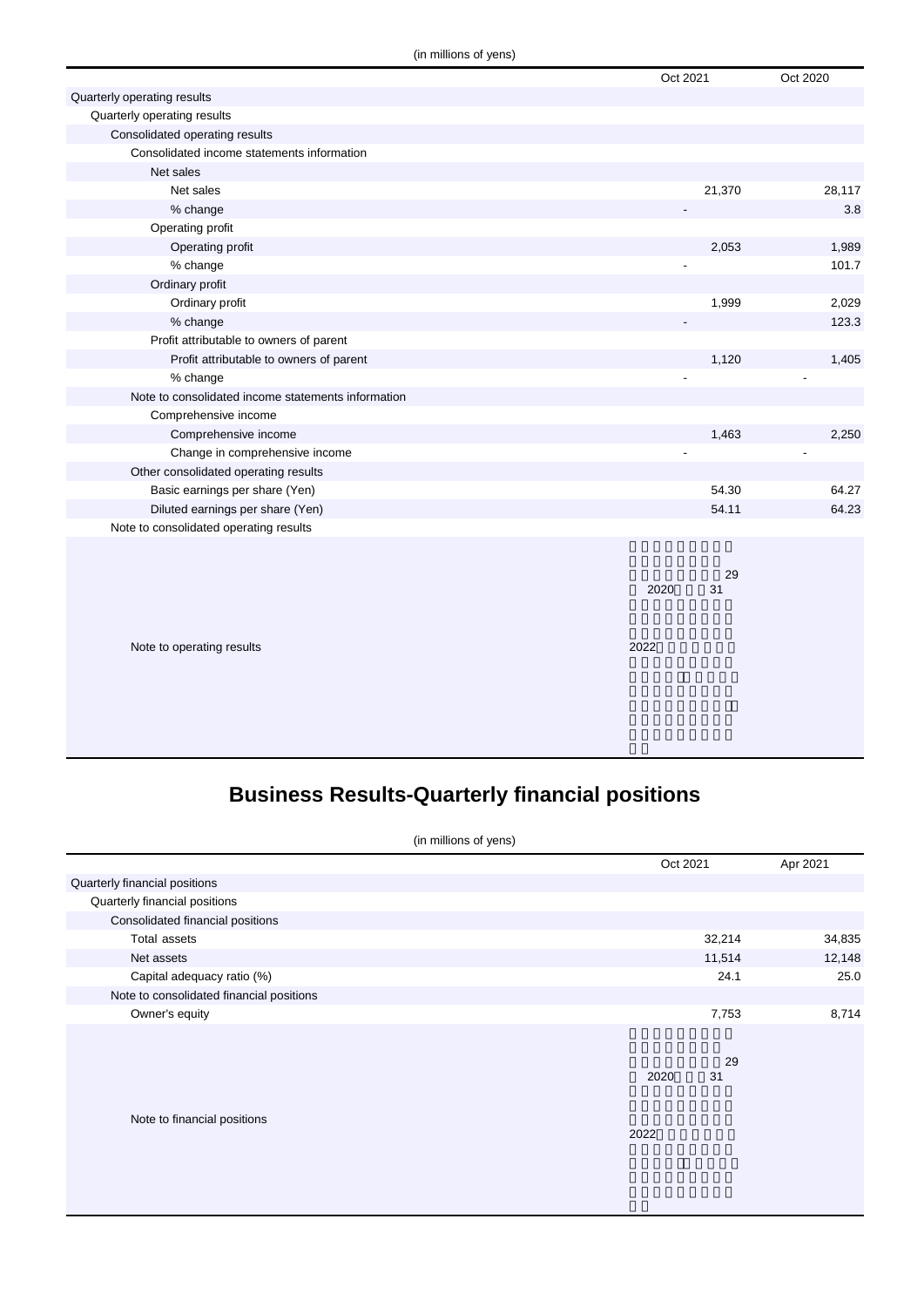(in millions of yens)

| | Oct 2021 | Oct 2020 |
|---|---|---|
| Quarterly operating results | | |
| Quarterly operating results | | |
| Consolidated operating results | | |
| Consolidated income statements information | | |
| Net sales | | |
| Net sales | 21,370 | 28,117 |
| % change | - | 3.8 |
| Operating profit | | |
| Operating profit | 2,053 | 1,989 |
| % change | - | 101.7 |
| Ordinary profit | | |
| Ordinary profit | 1,999 | 2,029 |
| % change | - | 123.3 |
| Profit attributable to owners of parent | | |
| Profit attributable to owners of parent | 1,120 | 1,405 |
| % change | - | - |
| Note to consolidated income statements information | | |
| Comprehensive income | | |
| Comprehensive income | 1,463 | 2,250 |
| Change in comprehensive income | - | - |
| Other consolidated operating results | | |
| Basic earnings per share (Yen) | 54.30 | 64.27 |
| Diluted earnings per share (Yen) | 54.11 | 64.23 |
| Note to consolidated operating results | | |
| Note to operating results | 29 2020 31 2022 | |

# Business Results-Quarterly financial positions

(in millions of yens)

| | Oct 2021 | Apr 2021 |
|---|---|---|
| Quarterly financial positions | | |
| Quarterly financial positions | | |
| Consolidated financial positions | | |
| Total assets | 32,214 | 34,835 |
| Net assets | 11,514 | 12,148 |
| Capital adequacy ratio (%) | 24.1 | 25.0 |
| Note to consolidated financial positions | | |
| Owner's equity | 7,753 | 8,714 |
| Note to financial positions | 29 2020 31 2022 | |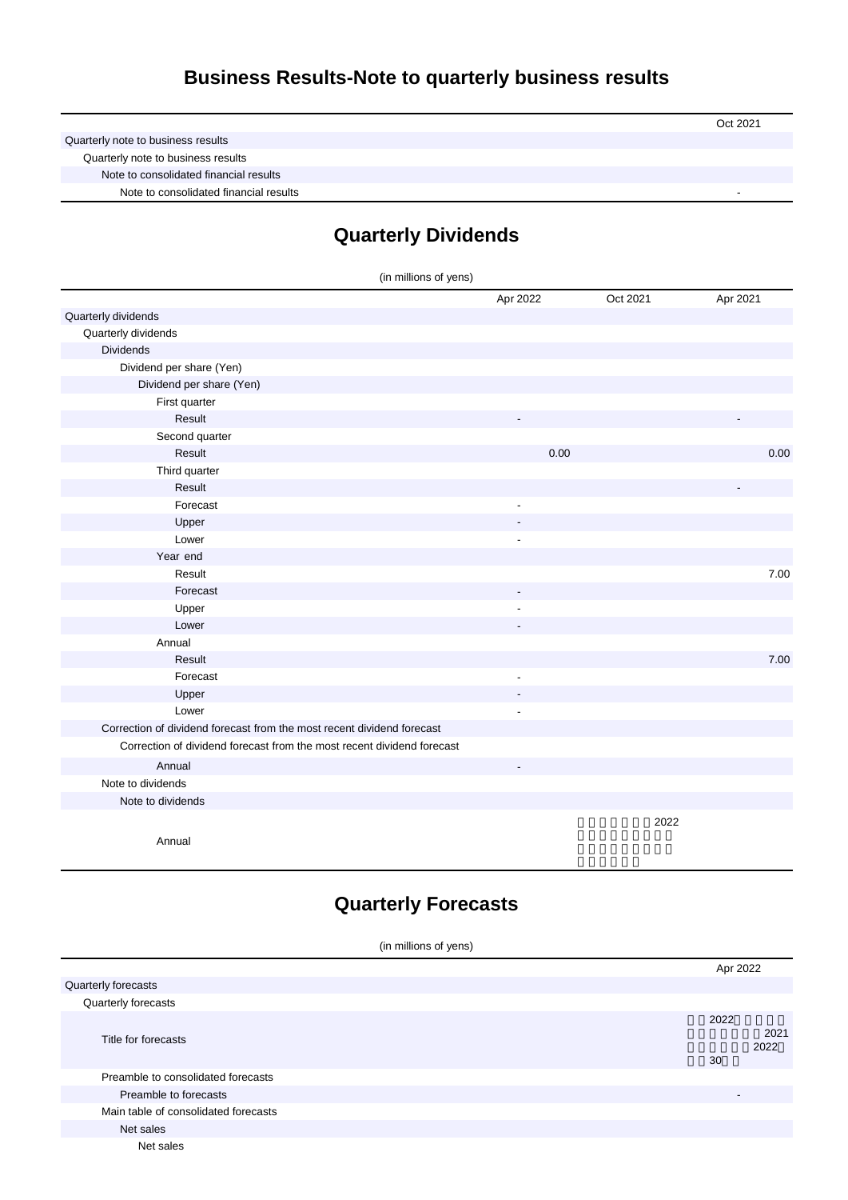## Business Results-Note to quarterly business results

| | Oct 2021 |
|---|---|
| Quarterly note to business results | |
| Quarterly note to business results | |
| Note to consolidated financial results | |
| Note to consolidated financial results | - |

## Quarterly Dividends

(in millions of yens)

| | Apr 2022 | Oct 2021 | Apr 2021 |
|---|---|---|---|
| Quarterly dividends | | | |
| Quarterly dividends | | | |
| Dividends | | | |
| Dividend per share (Yen) | | | |
| Dividend per share (Yen) | | | |
| First quarter | | | |
| Result | - | | - |
| Second quarter | | | |
| Result | 0.00 | | 0.00 |
| Third quarter | | | |
| Result | | | - |
| Forecast | - | | |
| Upper | - | | |
| Lower | - | | |
| Year end | | | |
| Result | | | 7.00 |
| Forecast | - | | |
| Upper | - | | |
| Lower | - | | |
| Annual | | | |
| Result | | | 7.00 |
| Forecast | - | | |
| Upper | - | | |
| Lower | - | | |
| Correction of dividend forecast from the most recent dividend forecast | | | |
| Correction of dividend forecast from the most recent dividend forecast | | | |
| Annual | - | | |
| Note to dividends | | | |
| Note to dividends | | | |
| Annual | | 2022 | |

## Quarterly Forecasts

(in millions of yens)

| | Apr 2022 |
|---|---|
| Quarterly forecasts | |
| Quarterly forecasts | |
| Title for forecasts | 2022 2021 2022 30 |
| Preamble to consolidated forecasts | |
| Preamble to forecasts | - |
| Main table of consolidated forecasts | |
| Net sales | |
| Net sales | |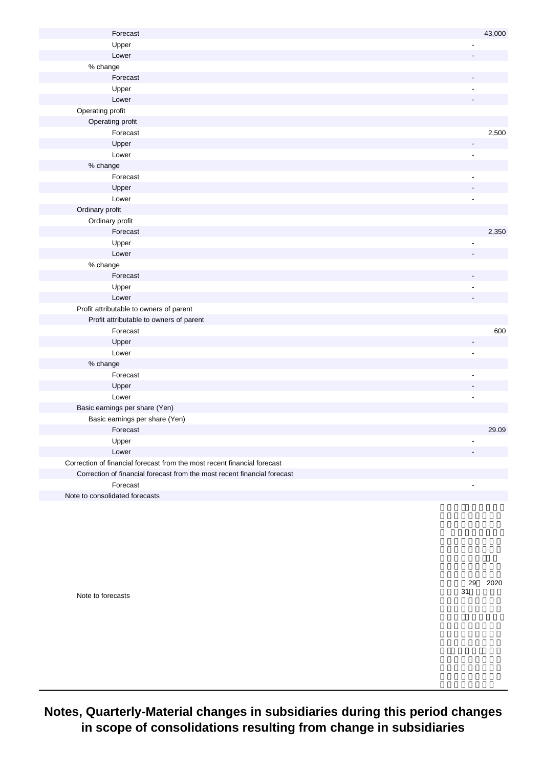| | |
|---|---|
| Forecast | 43,000 |
| Upper | - |
| Lower | - |
| % change | |
| Forecast | - |
| Upper | - |
| Lower | - |
| Operating profit | |
| Operating profit | |
| Forecast | 2,500 |
| Upper | - |
| Lower | - |
| % change | |
| Forecast | - |
| Upper | - |
| Lower | - |
| Ordinary profit | |
| Ordinary profit | |
| Forecast | 2,350 |
| Upper | - |
| Lower | - |
| % change | |
| Forecast | - |
| Upper | - |
| Lower | - |
| Profit attributable to owners of parent | |
| Profit attributable to owners of parent | |
| Forecast | 600 |
| Upper | - |
| Lower | - |
| % change | |
| Forecast | - |
| Upper | - |
| Lower | - |
| Basic earnings per share (Yen) | |
| Basic earnings per share (Yen) | |
| Forecast | 29.09 |
| Upper | - |
| Lower | - |
| Correction of financial forecast from the most recent financial forecast | |
| Correction of financial forecast from the most recent financial forecast | |
| Forecast | - |
| Note to consolidated forecasts | |
| Note to forecasts | 29 2020 31 |

## Notes, Quarterly-Material changes in subsidiaries during this period changes in scope of consolidations resulting from change in subsidiaries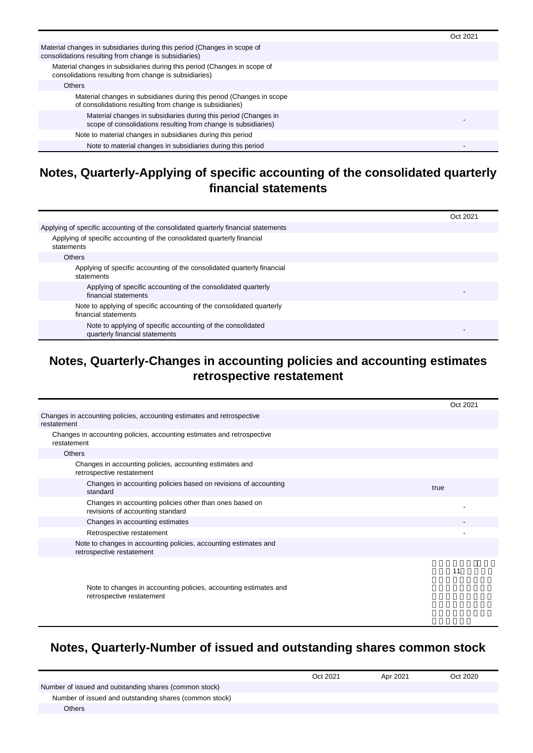| | Oct 2021 |
|---|---|
| Material changes in subsidiaries during this period (Changes in scope of consolidations resulting from change is subsidiaries) | |
| Material changes in subsidiaries during this period (Changes in scope of consolidations resulting from change is subsidiaries) | |
| Others | |
| Material changes in subsidiaries during this period (Changes in scope of consolidations resulting from change is subsidiaries) | |
| Material changes in subsidiaries during this period (Changes in scope of consolidations resulting from change is subsidiaries) | - |
| Note to material changes in subsidiaries during this period | |
| Note to material changes in subsidiaries during this period | - |

## Notes, Quarterly-Applying of specific accounting of the consolidated quarterly financial statements

| | Oct 2021 |
|---|---|
| Applying of specific accounting of the consolidated quarterly financial statements | |
| Applying of specific accounting of the consolidated quarterly financial statements | |
| Others | |
| Applying of specific accounting of the consolidated quarterly financial statements | |
| Applying of specific accounting of the consolidated quarterly financial statements | - |
| Note to applying of specific accounting of the consolidated quarterly financial statements | |
| Note to applying of specific accounting of the consolidated quarterly financial statements | - |

## Notes, Quarterly-Changes in accounting policies and accounting estimates retrospective restatement

| | Oct 2021 |
|---|---|
| Changes in accounting policies, accounting estimates and retrospective restatement | |
| Changes in accounting policies, accounting estimates and retrospective restatement | |
| Others | |
| Changes in accounting policies, accounting estimates and retrospective restatement | |
| Changes in accounting policies based on revisions of accounting standard | true |
| Changes in accounting policies other than ones based on revisions of accounting standard | - |
| Changes in accounting estimates | - |
| Retrospective restatement | - |
| Note to changes in accounting policies, accounting estimates and retrospective restatement | |
| Note to changes in accounting policies, accounting estimates and retrospective restatement | 11 |

## Notes, Quarterly-Number of issued and outstanding shares common stock

| | Oct 2021 | Apr 2021 | Oct 2020 |
|---|---|---|---|
| Number of issued and outstanding shares (common stock) | | | |
| Number of issued and outstanding shares (common stock) | | | |
| Others | | | |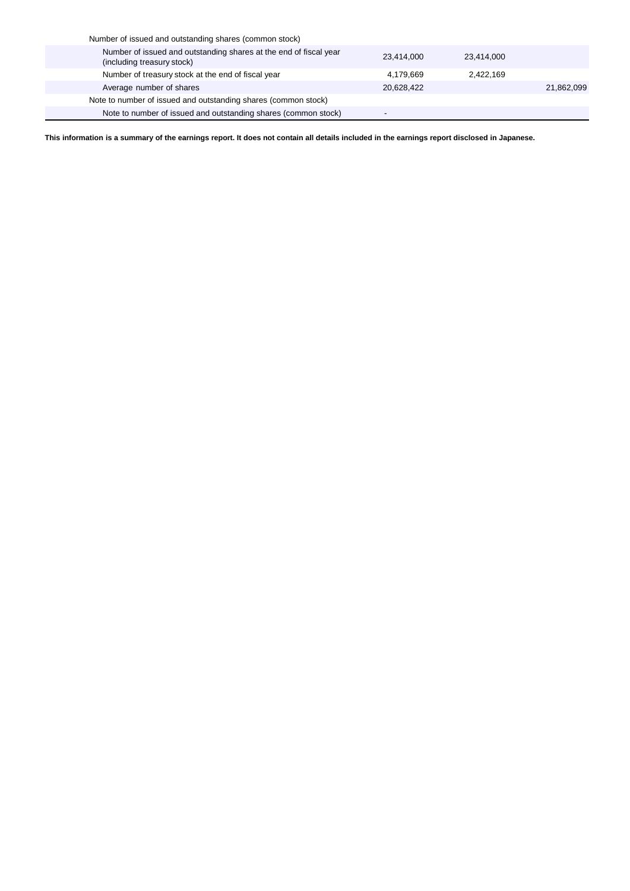| | | | |
|---|---|---|---|
| Number of issued and outstanding shares (common stock) | | | |
| Number of issued and outstanding shares at the end of fiscal year (including treasury stock) | 23,414,000 | 23,414,000 | |
| Number of treasury stock at the end of fiscal year | 4,179,669 | 2,422,169 | |
| Average number of shares | 20,628,422 | | 21,862,099 |
| Note to number of issued and outstanding shares (common stock) | | | |
| Note to number of issued and outstanding shares (common stock) | - | | |

**This information is a summary of the earnings report. It does not contain all details included in the earnings report disclosed in Japanese.**